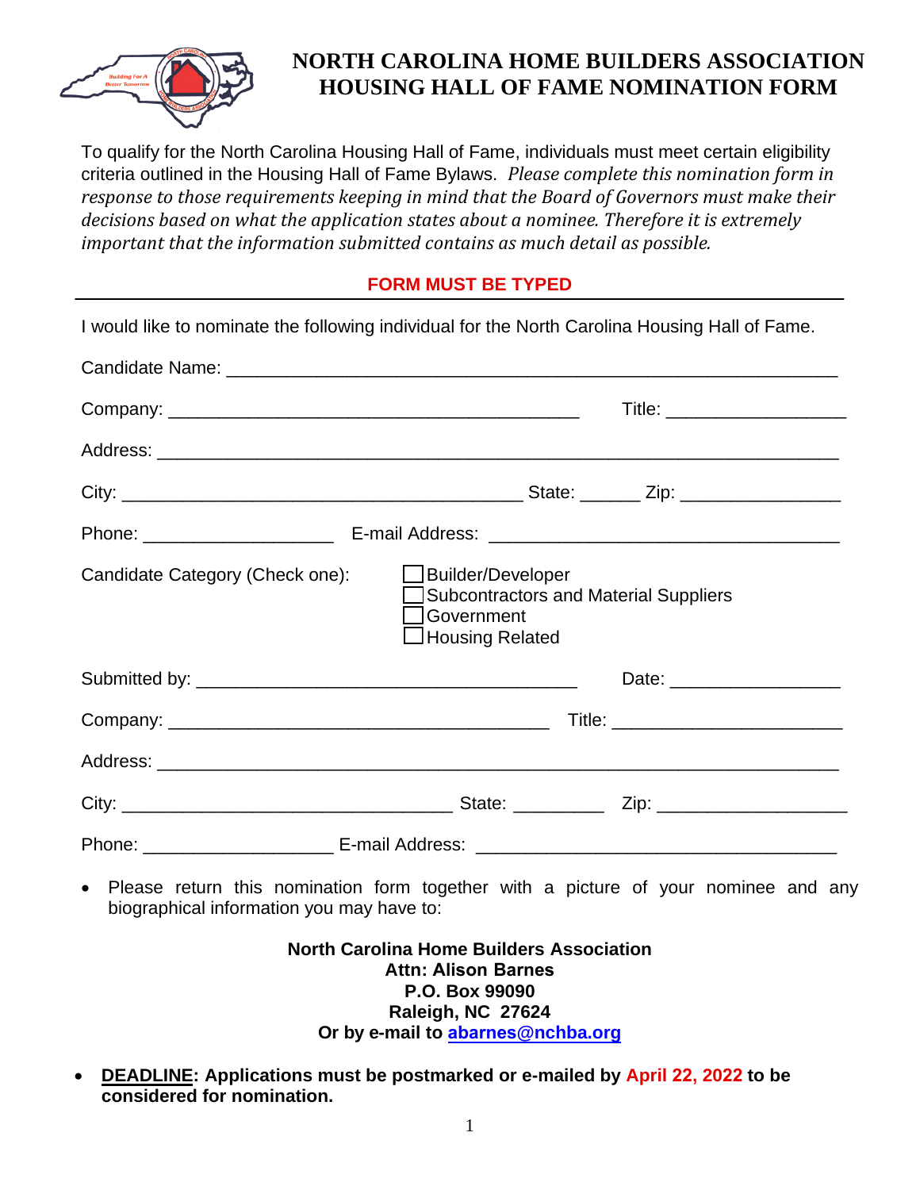# NORTH CAROLINA HOME BUILDERS ASSOCIATION
# HOUSING HALL OF FAME NOMINATION FORM

To qualify for the North Carolina Housing Hall of Fame, individuals must meet certain eligibility criteria outlined in the Housing Hall of Fame Bylaws. *Please complete this nomination form in response to those requirements keeping in mind that the Board of Governors must make their decisions based on what the application states about a nominee. Therefore it is extremely important that the information submitted contains as much detail as possible.*

**FORM MUST BE TYPED**

---

I would like to nominate the following individual for the North Carolina Housing Hall of Fame.

Candidate Name: ______________________________________________

Company: ______________________________ Title: ____________

Address: ______________________________________________

City: ______________________________ State: ______ Zip: ____________

Phone: ______________ E-mail Address: ________________________

Candidate Category (Check one):

- ☐ Builder/Developer
- ☐ Subcontractors and Material Suppliers
- ☐ Government
- ☐ Housing Related

Submitted by: ____________________________ Date: ____________

Company: ____________________________ Title: ________________

Address: ______________________________________________

City: __________________________ State: ________ Zip: ______________

Phone: ______________ E-mail Address: __________________________

- Please return this nomination form together with a picture of your nominee and any biographical information you may have to:

**North Carolina Home Builders Association**
**Attn: Alison Barnes**
**P.O. Box 99090**
**Raleigh, NC 27624**
**Or by e-mail to abarnes@nchba.org**

- **DEADLINE: Applications must be postmarked or e-mailed by April 22, 2022 to be considered for nomination.**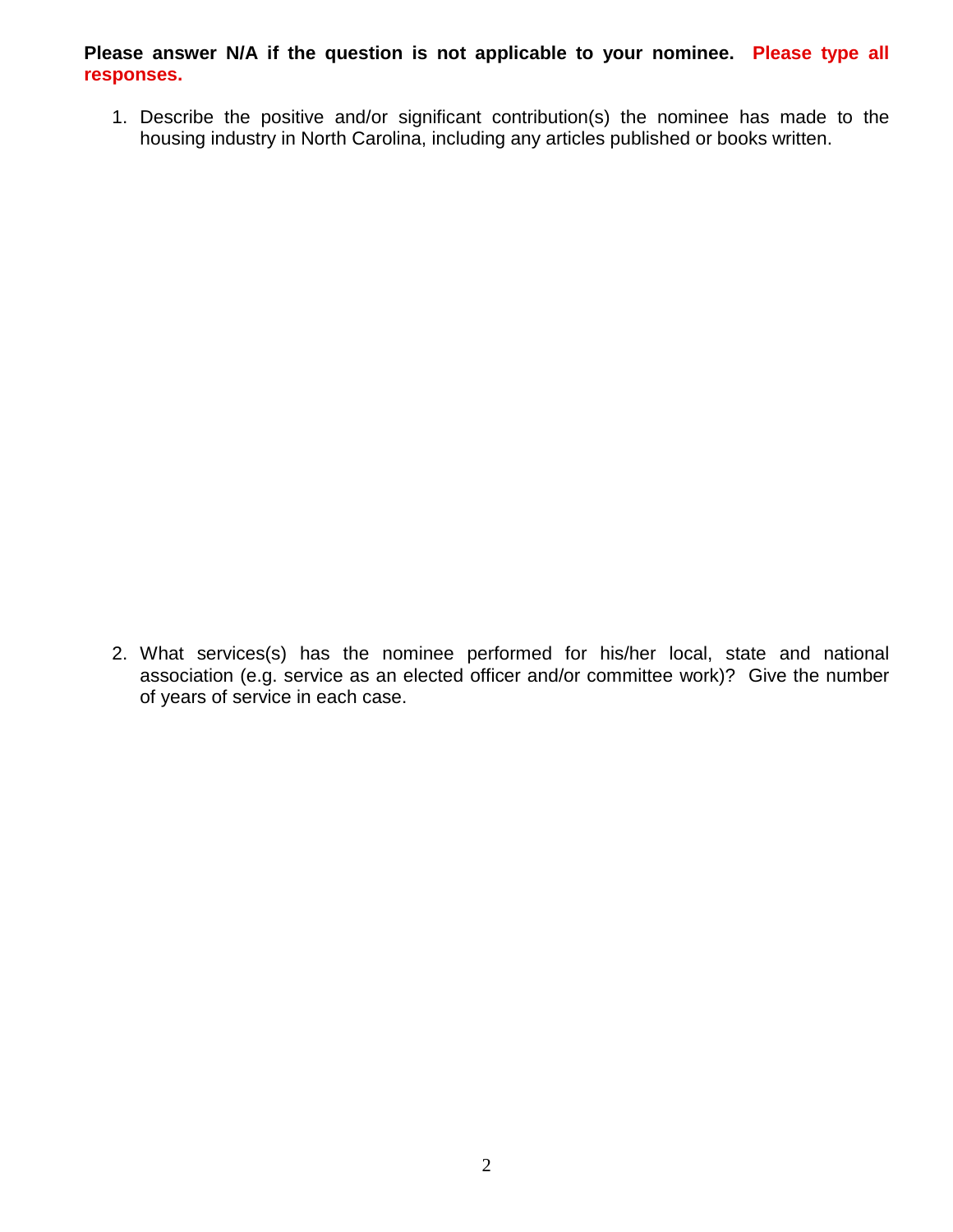**Please answer N/A if the question is not applicable to your nominee.** **Please type all responses.**

1. Describe the positive and/or significant contribution(s) the nominee has made to the housing industry in North Carolina, including any articles published or books written.

2. What services(s) has the nominee performed for his/her local, state and national association (e.g. service as an elected officer and/or committee work)? Give the number of years of service in each case.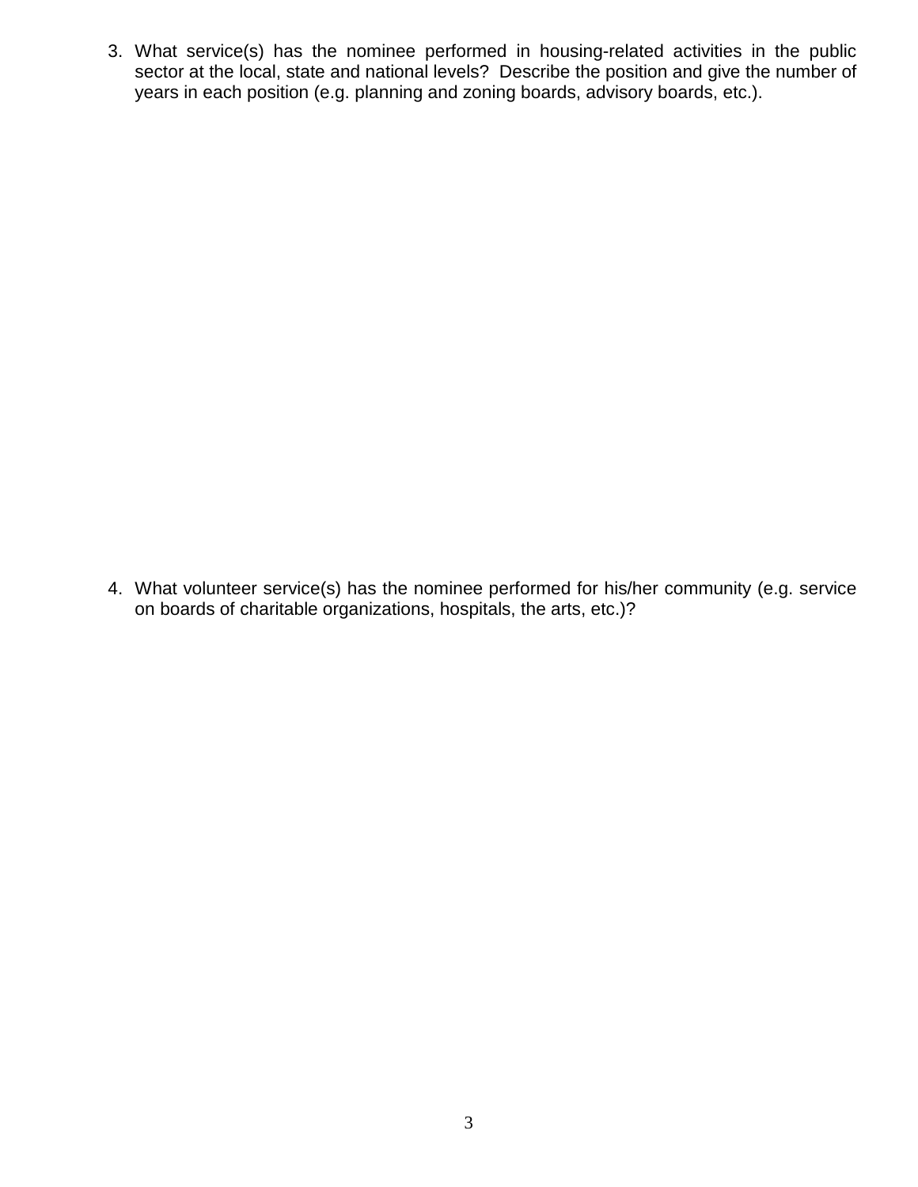3. What service(s) has the nominee performed in housing-related activities in the public sector at the local, state and national levels? Describe the position and give the number of years in each position (e.g. planning and zoning boards, advisory boards, etc.).

4. What volunteer service(s) has the nominee performed for his/her community (e.g. service on boards of charitable organizations, hospitals, the arts, etc.)?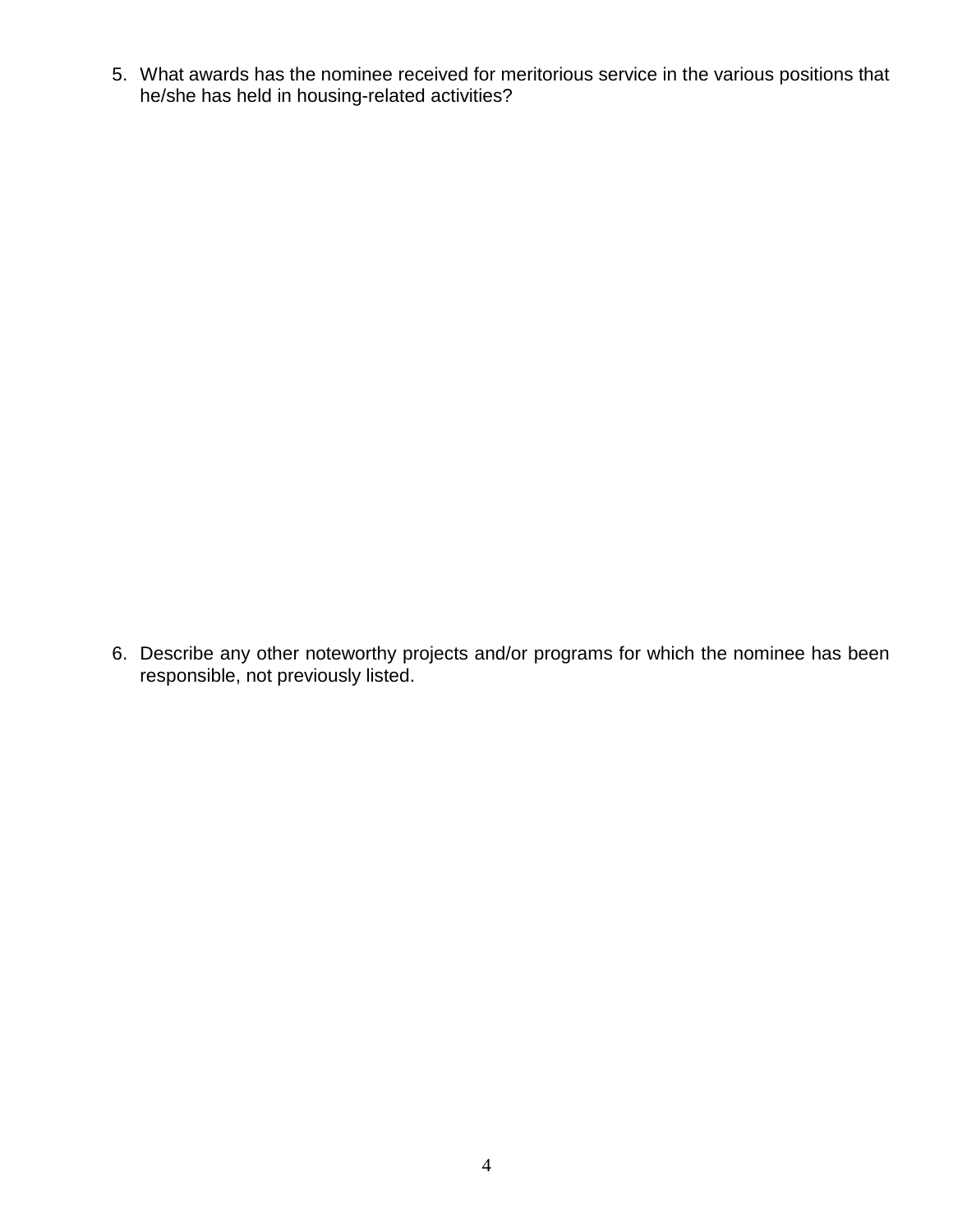5. What awards has the nominee received for meritorious service in the various positions that he/she has held in housing-related activities?

6. Describe any other noteworthy projects and/or programs for which the nominee has been responsible, not previously listed.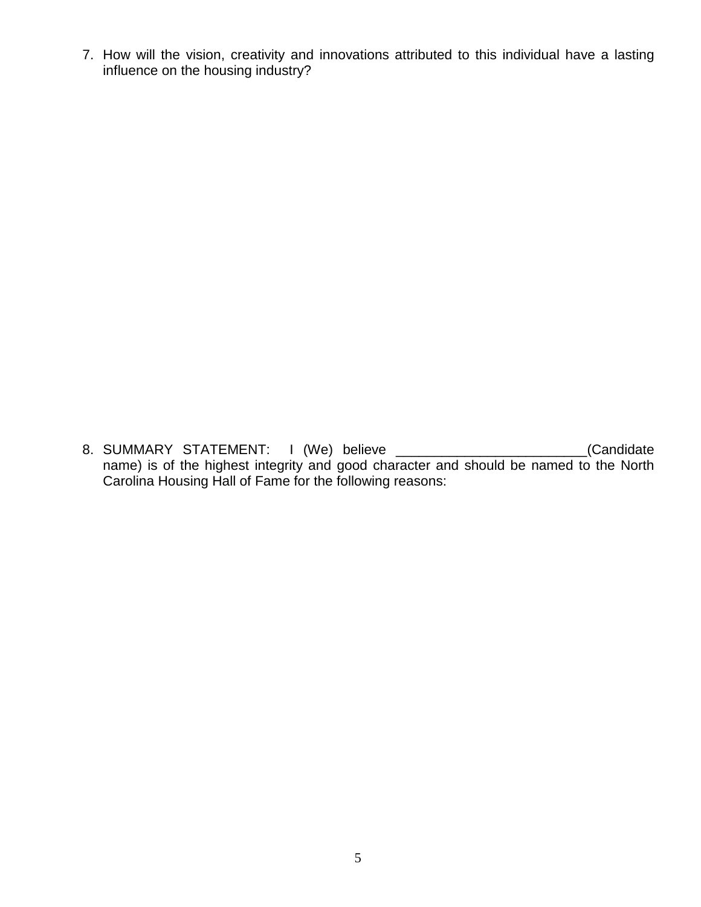7. How will the vision, creativity and innovations attributed to this individual have a lasting influence on the housing industry?

8. SUMMARY STATEMENT: I (We) believe ________________________(Candidate name) is of the highest integrity and good character and should be named to the North Carolina Housing Hall of Fame for the following reasons: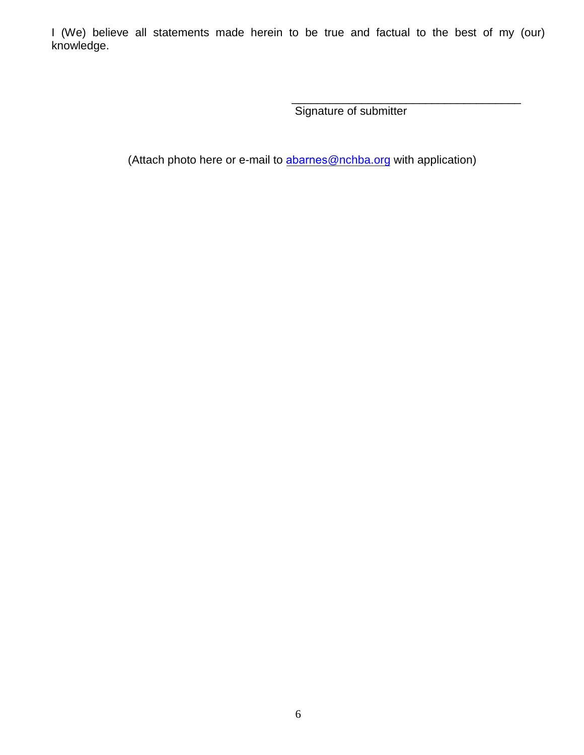I (We) believe all statements made herein to be true and factual to the best of my (our) knowledge.

\_\_\_\_\_\_\_\_\_\_\_\_\_\_\_\_\_\_\_\_\_\_\_\_\_\_\_\_\_\_\_\_\_\_\_\_\_\_

Signature of submitter

(Attach photo here or e-mail to [abarnes@nchba.org](mailto:abarnes@nchba.org) with application)